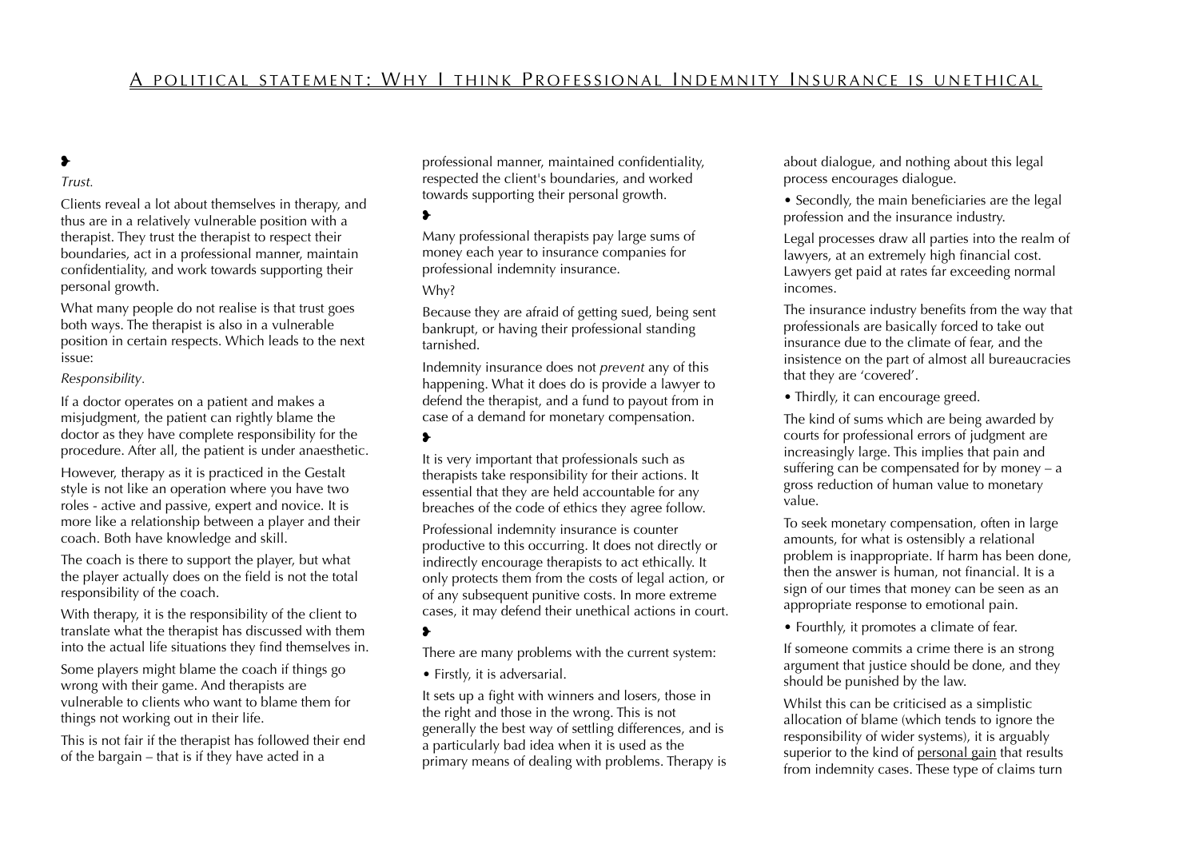# A political statement: Why I think Professional Indemnity Insurance is unethical

❥

*Trust.*

Clients reveal a lot about themselves in therapy, and thus are in a relatively vulnerable position with a therapist. They trust the therapist to respect their boundaries, act in a professional manner, maintain confidentiality, and work towards supporting their personal growth.

What many people do not realise is that trust goes both ways. The therapist is also in a vulnerable position in certain respects. Which leads to the next issue:

*Responsibility.*

If a doctor operates on a patient and makes a misjudgment, the patient can rightly blame the doctor as they have complete responsibility for the procedure. After all, the patient is under anaesthetic.

However, therapy as it is practiced in the Gestalt style is not like an operation where you have two roles - active and passive, expert and novice. It is more like a relationship between a player and their coach. Both have knowledge and skill.

The coach is there to support the player, but what the player actually does on the field is not the total responsibility of the coach.

With therapy, it is the responsibility of the client to translate what the therapist has discussed with them into the actual life situations they find themselves in.

Some players might blame the coach if things go wrong with their game. And therapists are vulnerable to clients who want to blame them for things not working out in their life.

This is not fair if the therapist has followed their end of the bargain – that is if they have acted in a professional manner, maintained confidentiality, respected the client's boundaries, and worked towards supporting their personal growth.

❥

Many professional therapists pay large sums of money each year to insurance companies for professional indemnity insurance.

Why?

Because they are afraid of getting sued, being sent bankrupt, or having their professional standing tarnished.

Indemnity insurance does not *prevent* any of this happening. What it does do is provide a lawyer to defend the therapist, and a fund to payout from in case of a demand for monetary compensation.

❥

It is very important that professionals such as therapists take responsibility for their actions. It essential that they are held accountable for any breaches of the code of ethics they agree follow.

Professional indemnity insurance is counter productive to this occurring. It does not directly or indirectly encourage therapists to act ethically. It only protects them from the costs of legal action, or of any subsequent punitive costs. In more extreme cases, it may defend their unethical actions in court.

❥

There are many problems with the current system:

• Firstly, it is adversarial.

It sets up a fight with winners and losers, those in the right and those in the wrong. This is not generally the best way of settling differences, and is a particularly bad idea when it is used as the primary means of dealing with problems. Therapy is about dialogue, and nothing about this legal process encourages dialogue.

• Secondly, the main beneficiaries are the legal profession and the insurance industry.

Legal processes draw all parties into the realm of lawyers, at an extremely high financial cost. Lawyers get paid at rates far exceeding normal incomes.

The insurance industry benefits from the way that professionals are basically forced to take out insurance due to the climate of fear, and the insistence on the part of almost all bureaucracies that they are 'covered'.

• Thirdly, it can encourage greed.

The kind of sums which are being awarded by courts for professional errors of judgment are increasingly large. This implies that pain and suffering can be compensated for by money – a gross reduction of human value to monetary value.

To seek monetary compensation, often in large amounts, for what is ostensibly a relational problem is inappropriate. If harm has been done, then the answer is human, not financial. It is a sign of our times that money can be seen as an appropriate response to emotional pain.

• Fourthly, it promotes a climate of fear.

If someone commits a crime there is an strong argument that justice should be done, and they should be punished by the law.

Whilst this can be criticised as a simplistic allocation of blame (which tends to ignore the responsibility of wider systems), it is arguably superior to the kind of <u>personal gain</u> that results from indemnity cases. These type of claims turn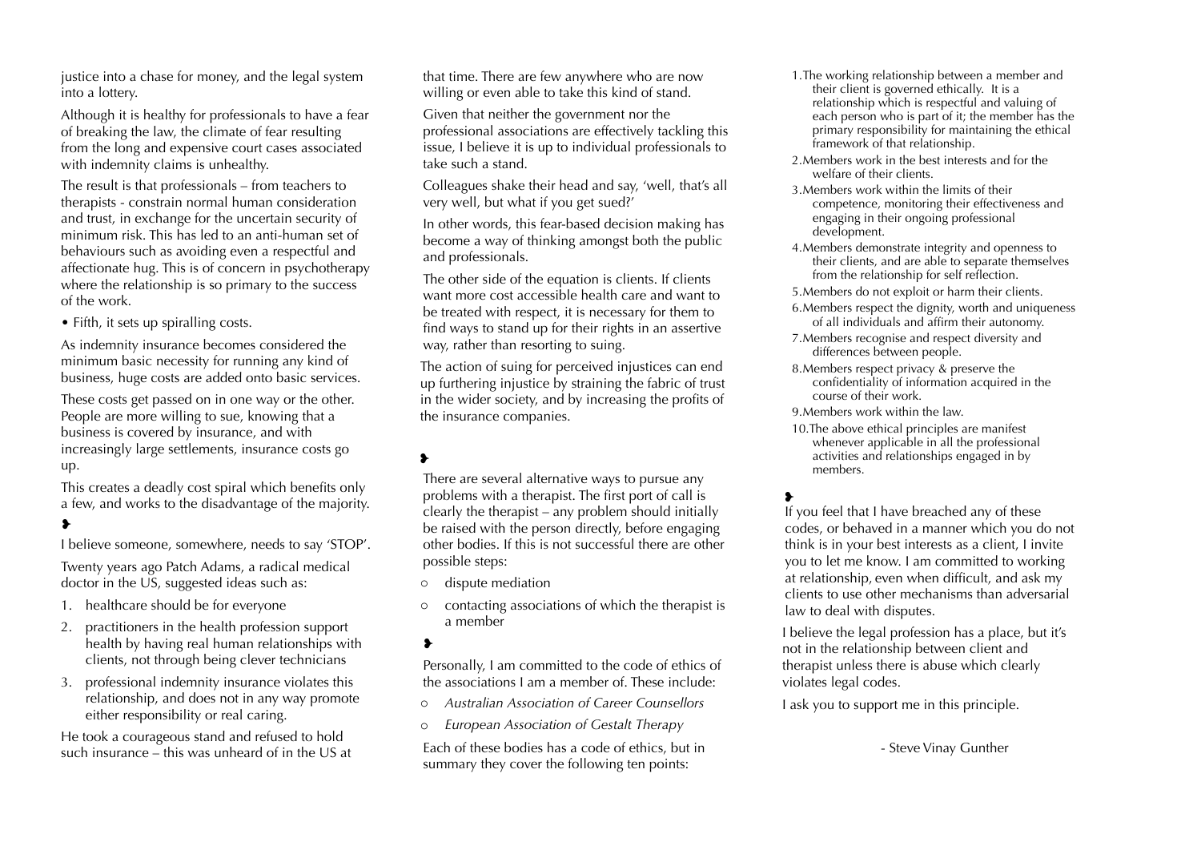justice into a chase for money, and the legal system into a lottery.

Although it is healthy for professionals to have a fear of breaking the law, the climate of fear resulting from the long and expensive court cases associated with indemnity claims is unhealthy.

The result is that professionals – from teachers to therapists - constrain normal human consideration and trust, in exchange for the uncertain security of minimum risk. This has led to an anti-human set of behaviours such as avoiding even a respectful and affectionate hug. This is of concern in psychotherapy where the relationship is so primary to the success of the work.

- Fifth, it sets up spiralling costs.

As indemnity insurance becomes considered the minimum basic necessity for running any kind of business, huge costs are added onto basic services.

These costs get passed on in one way or the other. People are more willing to sue, knowing that a business is covered by insurance, and with increasingly large settlements, insurance costs go up.

This creates a deadly cost spiral which benefits only a few, and works to the disadvantage of the majority.

❥

I believe someone, somewhere, needs to say 'STOP'.

Twenty years ago Patch Adams, a radical medical doctor in the US, suggested ideas such as:

1. healthcare should be for everyone
2. practitioners in the health profession support health by having real human relationships with clients, not through being clever technicians
3. professional indemnity insurance violates this relationship, and does not in any way promote either responsibility or real caring.

He took a courageous stand and refused to hold such insurance – this was unheard of in the US at that time. There are few anywhere who are now willing or even able to take this kind of stand.

Given that neither the government nor the professional associations are effectively tackling this issue, I believe it is up to individual professionals to take such a stand.

Colleagues shake their head and say, 'well, that's all very well, but what if you get sued?'

In other words, this fear-based decision making has become a way of thinking amongst both the public and professionals.

The other side of the equation is clients. If clients want more cost accessible health care and want to be treated with respect, it is necessary for them to find ways to stand up for their rights in an assertive way, rather than resorting to suing.

The action of suing for perceived injustices can end up furthering injustice by straining the fabric of trust in the wider society, and by increasing the profits of the insurance companies.

❥

There are several alternative ways to pursue any problems with a therapist. The first port of call is clearly the therapist – any problem should initially be raised with the person directly, before engaging other bodies. If this is not successful there are other possible steps:

- dispute mediation
- contacting associations of which the therapist is a member

❥

Personally, I am committed to the code of ethics of the associations I am a member of. These include:

- *Australian Association of Career Counsellors*
- *European Association of Gestalt Therapy*

Each of these bodies has a code of ethics, but in summary they cover the following ten points:

1. The working relationship between a member and their client is governed ethically. It is a relationship which is respectful and valuing of each person who is part of it; the member has the primary responsibility for maintaining the ethical framework of that relationship.
2. Members work in the best interests and for the welfare of their clients.
3. Members work within the limits of their competence, monitoring their effectiveness and engaging in their ongoing professional development.
4. Members demonstrate integrity and openness to their clients, and are able to separate themselves from the relationship for self reflection.
5. Members do not exploit or harm their clients.
6. Members respect the dignity, worth and uniqueness of all individuals and affirm their autonomy.
7. Members recognise and respect diversity and differences between people.
8. Members respect privacy & preserve the confidentiality of information acquired in the course of their work.
9. Members work within the law.
10. The above ethical principles are manifest whenever applicable in all the professional activities and relationships engaged in by members.

❥

If you feel that I have breached any of these codes, or behaved in a manner which you do not think is in your best interests as a client, I invite you to let me know. I am committed to working at relationship, even when difficult, and ask my clients to use other mechanisms than adversarial law to deal with disputes.

I believe the legal profession has a place, but it's not in the relationship between client and therapist unless there is abuse which clearly violates legal codes.

I ask you to support me in this principle.

- Steve Vinay Gunther